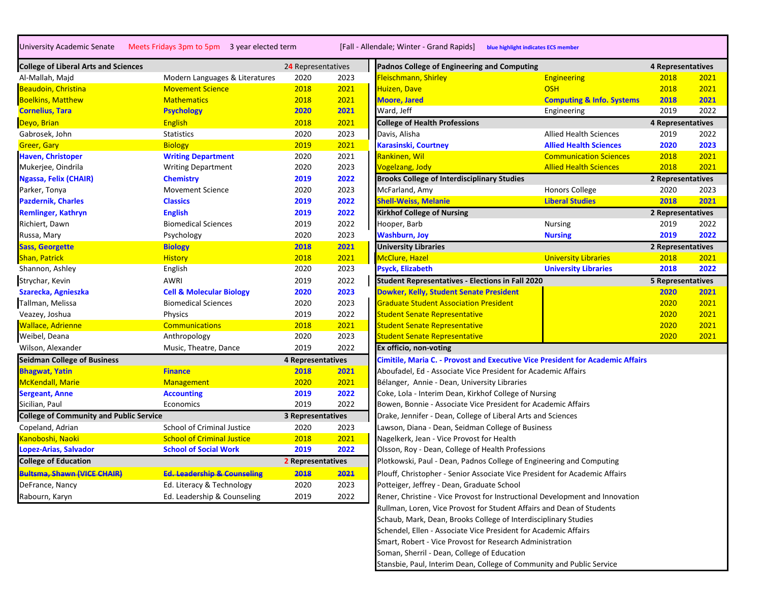# University Academic Senate

Meets Fridays 3pm to 5pm | 3 year elected term | [Fall - Allendale; Winter - Grand Rapids] | blue highlight indicates ECS member

## College of Liberal Arts and Sciences — 24 Representatives

| Name | Department | Start | End |
|---|---|---|---|
| Al-Mallah, Majd | Modern Languages & Literatures | 2020 | 2023 |
| Beaudoin, Christina | Movement Science | 2018 | 2021 |
| Boelkins, Matthew | Mathematics | 2018 | 2021 |
| **Cornelius, Tara** | **Psychology** | **2020** | **2021** |
| Deyo, Brian | English | 2018 | 2021 |
| Gabrosek, John | Statistics | 2020 | 2023 |
| Greer, Gary | Biology | 2019 | 2021 |
| **Haven, Christoper** | **Writing Department** | 2020 | 2021 |
| Mukerjee, Oindrila | Writing Department | 2020 | 2023 |
| **Ngassa, Felix (CHAIR)** | **Chemistry** | **2019** | **2022** |
| Parker, Tonya | Movement Science | 2020 | 2023 |
| **Pazdernik, Charles** | **Classics** | **2019** | **2022** |
| **Remlinger, Kathryn** | **English** | **2019** | **2022** |
| Richiert, Dawn | Biomedical Sciences | 2019 | 2022 |
| Russa, Mary | Psychology | 2020 | 2023 |
| **Sass, Georgette** | **Biology** | **2018** | **2021** |
| Shan, Patrick | History | 2018 | 2021 |
| Shannon, Ashley | English | 2020 | 2023 |
| Strychar, Kevin | AWRI | 2019 | 2022 |
| **Szarecka, Agnieszka** | **Cell & Molecular Biology** | **2020** | **2023** |
| Tallman, Melissa | Biomedical Sciences | 2020 | 2023 |
| Veazey, Joshua | Physics | 2019 | 2022 |
| Wallace, Adrienne | Communications | 2018 | 2021 |
| Weibel, Deana | Anthropology | 2020 | 2023 |
| Wilson, Alexander | Music, Theatre, Dance | 2019 | 2022 |

## Seidman College of Business — 4 Representatives

| Name | Department | Start | End |
|---|---|---|---|
| **Bhagwat, Yatin** | **Finance** | **2018** | **2021** |
| McKendall, Marie | Management | 2020 | 2021 |
| **Sergeant, Anne** | **Accounting** | **2019** | **2022** |
| Sicilian, Paul | Economics | 2019 | 2022 |

## College of Community and Public Service — 3 Representatives

| Name | Department | Start | End |
|---|---|---|---|
| Copeland, Adrian | School of Criminal Justice | 2020 | 2023 |
| Kanoboshi, Naoki | School of Criminal Justice | 2018 | 2021 |
| **Lopez-Arias, Salvador** | **School of Social Work** | **2019** | **2022** |

## College of Education — 2 Representatives

| Name | Department | Start | End |
|---|---|---|---|
| ~~**Bultsma, Shawn (VICE CHAIR)**~~ | ~~**Ed. Leadership & Counseling**~~ | ~~**2018**~~ | ~~**2021**~~ |
| DeFrance, Nancy | Ed. Literacy & Technology | 2020 | 2023 |
| Rabourn, Karyn | Ed. Leadership & Counseling | 2019 | 2022 |

## Padnos College of Engineering and Computing — 4 Representatives

| Name | Department | Start | End |
|---|---|---|---|
| Fleischmann, Shirley | Engineering | 2018 | 2021 |
| Huizen, Dave | OSH | 2018 | 2021 |
| **Moore, Jared** | **Computing & Info. Systems** | **2018** | **2021** |
| Ward, Jeff | Engineering | 2019 | 2022 |

## College of Health Professions — 4 Representatives

| Name | Department | Start | End |
|---|---|---|---|
| Davis, Alisha | Allied Health Sciences | 2019 | 2022 |
| **Karasinski, Courtney** | **Allied Health Sciences** | **2020** | **2023** |
| Rankinen, Wil | Communication Sciences | 2018 | 2021 |
| Vogelzang, Jody | Allied Health Sciences | 2018 | 2021 |

## Brooks College of Interdisciplinary Studies — 2 Representatives

| Name | Department | Start | End |
|---|---|---|---|
| McFarland, Amy | Honors College | 2020 | 2023 |
| **Shell-Weiss, Melanie** | **Liberal Studies** | **2018** | **2021** |

## Kirkhof College of Nursing — 2 Representatives

| Name | Department | Start | End |
|---|---|---|---|
| Hooper, Barb | Nursing | 2019 | 2022 |
| **Washburn, Joy** | **Nursing** | **2019** | **2022** |

## University Libraries — 2 Representatives

| Name | Department | Start | End |
|---|---|---|---|
| McClure, Hazel | University Libraries | 2018 | 2021 |
| **Psyck, Elizabeth** | **University Libraries** | **2018** | **2022** |

## Student Representatives - Elections in Fall 2020 — 5 Representatives

| Name | | Start | End |
|---|---|---|---|
| **Dowker, Kelly, Student Senate President** | | **2020** | **2021** |
| Graduate Student Association President | | 2020 | 2021 |
| Student Senate Representative | | 2020 | 2021 |
| Student Senate Representative | | 2020 | 2021 |
| Student Senate Representative | | 2020 | 2021 |

## Ex officio, non-voting

- **Cimitile, Maria C. - Provost and Executive Vice President for Academic Affairs**
- Aboufadel, Ed - Associate Vice President for Academic Affairs
- Bélanger, Annie - Dean, University Libraries
- Coke, Lola - Interim Dean, Kirkhof College of Nursing
- Bowen, Bonnie - Associate Vice President for Academic Affairs
- Drake, Jennifer - Dean, College of Liberal Arts and Sciences
- Lawson, Diana - Dean, Seidman College of Business
- Nagelkerk, Jean - Vice Provost for Health
- Olsson, Roy - Dean, College of Health Professions
- Plotkowski, Paul - Dean, Padnos College of Engineering and Computing
- Plouff, Christopher - Senior Associate Vice President for Academic Affairs
- Potteiger, Jeffrey - Dean, Graduate School
- Rener, Christine - Vice Provost for Instructional Development and Innovation
- Rullman, Loren, Vice Provost for Student Affairs and Dean of Students
- Schaub, Mark, Dean, Brooks College of Interdisciplinary Studies
- Schendel, Ellen - Associate Vice President for Academic Affairs
- Smart, Robert - Vice Provost for Research Administration
- Soman, Sherril - Dean, College of Education
- Stansbie, Paul, Interim Dean, College of Community and Public Service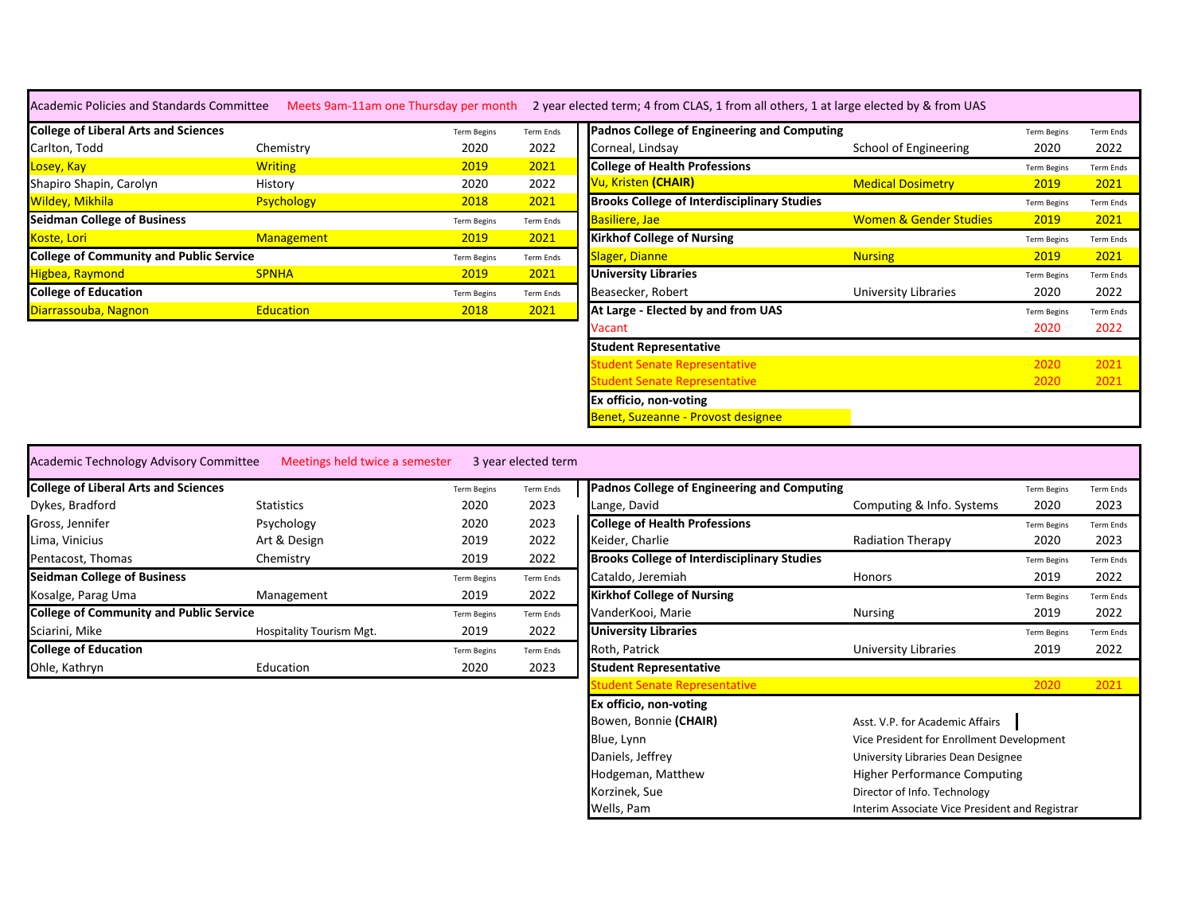## Academic Policies and Standards Committee

Meets 9am-11am one Thursday per month

2 year elected term; 4 from CLAS, 1 from all others, 1 at large elected by & from UAS

| College of Liberal Arts and Sciences | | Term Begins | Term Ends |
|---|---|---|---|
| Carlton, Todd | Chemistry | 2020 | 2022 |
| Losey, Kay | Writing | 2019 | 2021 |
| Shapiro Shapin, Carolyn | History | 2020 | 2022 |
| Wildey, Mikhila | Psychology | 2018 | 2021 |
| **Seidman College of Business** | | Term Begins | Term Ends |
| Koste, Lori | Management | 2019 | 2021 |
| **College of Community and Public Service** | | Term Begins | Term Ends |
| Higbea, Raymond | SPNHA | 2019 | 2021 |
| **College of Education** | | Term Begins | Term Ends |
| Diarrassouba, Nagnon | Education | 2018 | 2021 |

| Padnos College of Engineering and Computing | | Term Begins | Term Ends |
|---|---|---|---|
| Corneal, Lindsay | School of Engineering | 2020 | 2022 |
| **College of Health Professions** | | Term Begins | Term Ends |
| Vu, Kristen **(CHAIR)** | Medical Dosimetry | 2019 | 2021 |
| **Brooks College of Interdisciplinary Studies** | | Term Begins | Term Ends |
| Basiliere, Jae | Women & Gender Studies | 2019 | 2021 |
| **Kirkhof College of Nursing** | | Term Begins | Term Ends |
| Slager, Dianne | Nursing | 2019 | 2021 |
| **University Libraries** | | Term Begins | Term Ends |
| Beasecker, Robert | University Libraries | 2020 | 2022 |
| **At Large - Elected by and from UAS** | | Term Begins | Term Ends |
| Vacant | | 2020 | 2022 |
| **Student Representative** | | | |
| Student Senate Representative | | 2020 | 2021 |
| Student Senate Representative | | 2020 | 2021 |
| **Ex officio, non-voting** | | | |
| Benet, Suzeanne - Provost designee | | | |

## Academic Technology Advisory Committee

Meetings held twice a semester

3 year elected term

| College of Liberal Arts and Sciences | | Term Begins | Term Ends |
|---|---|---|---|
| Dykes, Bradford | Statistics | 2020 | 2023 |
| Gross, Jennifer | Psychology | 2020 | 2023 |
| Lima, Vinicius | Art & Design | 2019 | 2022 |
| Pentacost, Thomas | Chemistry | 2019 | 2022 |
| **Seidman College of Business** | | Term Begins | Term Ends |
| Kosalge, Parag Uma | Management | 2019 | 2022 |
| **College of Community and Public Service** | | Term Begins | Term Ends |
| Sciarini, Mike | Hospitality Tourism Mgt. | 2019 | 2022 |
| **College of Education** | | Term Begins | Term Ends |
| Ohle, Kathryn | Education | 2020 | 2023 |

| Padnos College of Engineering and Computing | | Term Begins | Term Ends |
|---|---|---|---|
| Lange, David | Computing & Info. Systems | 2020 | 2023 |
| **College of Health Professions** | | Term Begins | Term Ends |
| Keider, Charlie | Radiation Therapy | 2020 | 2023 |
| **Brooks College of Interdisciplinary Studies** | | Term Begins | Term Ends |
| Cataldo, Jeremiah | Honors | 2019 | 2022 |
| **Kirkhof College of Nursing** | | Term Begins | Term Ends |
| VanderKooi, Marie | Nursing | 2019 | 2022 |
| **University Libraries** | | Term Begins | Term Ends |
| Roth, Patrick | University Libraries | 2019 | 2022 |
| **Student Representative** | | | |
| Student Senate Representative | | 2020 | 2021 |
| **Ex officio, non-voting** | | | |
| Bowen, Bonnie **(CHAIR)** | Asst. V.P. for Academic Affairs | | |
| Blue, Lynn | Vice President for Enrollment Development | | |
| Daniels, Jeffrey | University Libraries Dean Designee | | |
| Hodgeman, Matthew | Higher Performance Computing | | |
| Korzinek, Sue | Director of Info. Technology | | |
| Wells, Pam | Interim Associate Vice President and Registrar | | |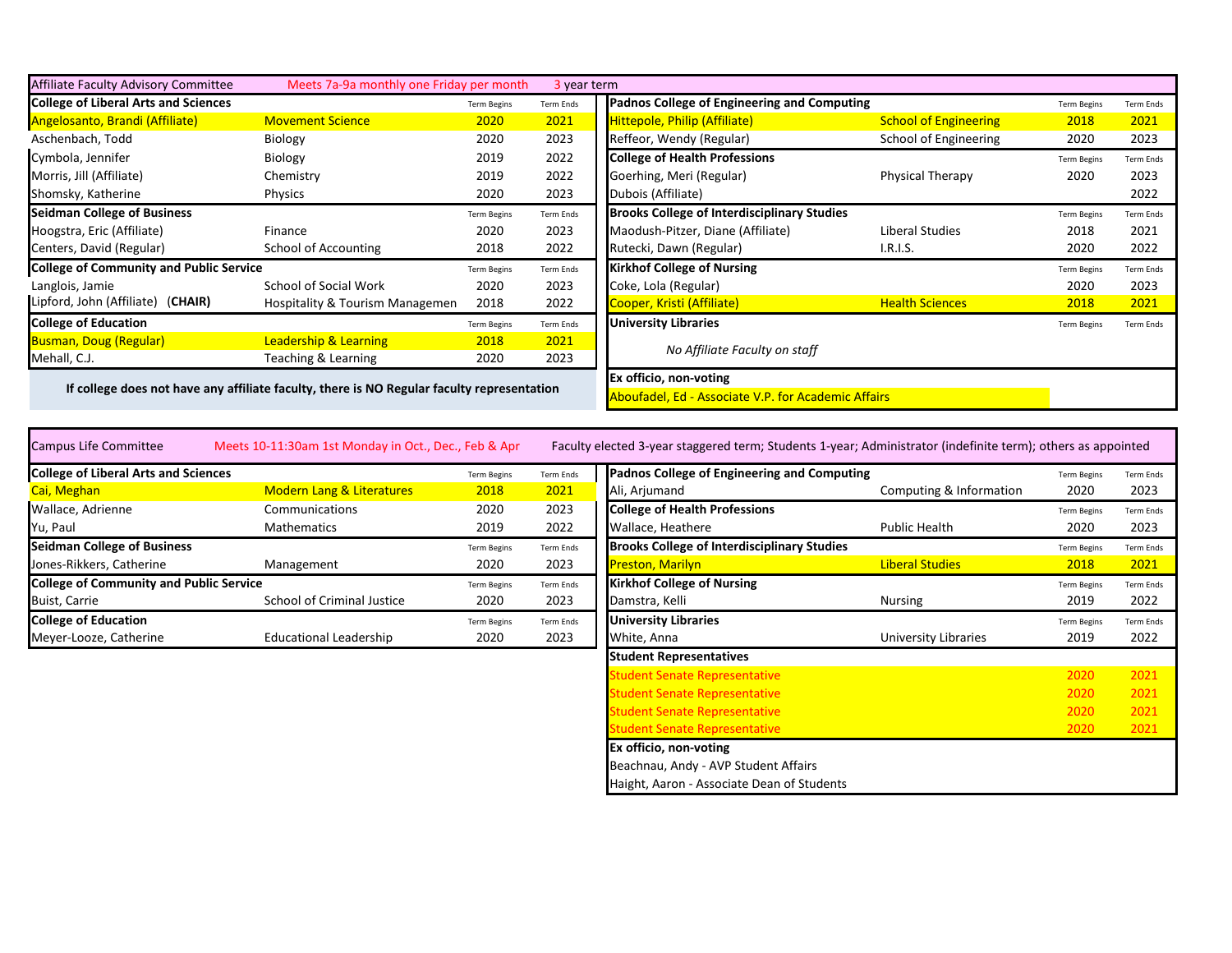## Affiliate Faculty Advisory Committee

Meets 7a-9a monthly one Friday per month | 3 year term

| College of Liberal Arts and Sciences | | Term Begins | Term Ends |
|---|---|---|---|
| Angelosanto, Brandi (Affiliate) | Movement Science | 2020 | 2021 |
| Aschenbach, Todd | Biology | 2020 | 2023 |
| Cymbola, Jennifer | Biology | 2019 | 2022 |
| Morris, Jill (Affiliate) | Chemistry | 2019 | 2022 |
| Shomsky, Katherine | Physics | 2020 | 2023 |
| **Seidman College of Business** | | Term Begins | Term Ends |
| Hoogstra, Eric (Affiliate) | Finance | 2020 | 2023 |
| Centers, David (Regular) | School of Accounting | 2018 | 2022 |
| **College of Community and Public Service** | | Term Begins | Term Ends |
| Langlois, Jamie | School of Social Work | 2020 | 2023 |
| Lipford, John (Affiliate) (**CHAIR**) | Hospitality & Tourism Managemen | 2018 | 2022 |
| **College of Education** | | Term Begins | Term Ends |
| Busman, Doug (Regular) | Leadership & Learning | 2018 | 2021 |
| Mehall, C.J. | Teaching & Learning | 2020 | 2023 |

**If college does not have any affiliate faculty, there is NO Regular faculty representation**

| Padnos College of Engineering and Computing | | Term Begins | Term Ends |
|---|---|---|---|
| Hittepole, Philip (Affiliate) | School of Engineering | 2018 | 2021 |
| Reffeor, Wendy (Regular) | School of Engineering | 2020 | 2023 |
| **College of Health Professions** | | Term Begins | Term Ends |
| Goerhing, Meri (Regular) | Physical Therapy | 2020 | 2023 |
| Dubois (Affiliate) | | | 2022 |
| **Brooks College of Interdisciplinary Studies** | | Term Begins | Term Ends |
| Maodush-Pitzer, Diane (Affiliate) | Liberal Studies | 2018 | 2021 |
| Rutecki, Dawn (Regular) | I.R.I.S. | 2020 | 2022 |
| **Kirkhof College of Nursing** | | Term Begins | Term Ends |
| Coke, Lola (Regular) | | 2020 | 2023 |
| Cooper, Kristi (Affiliate) | Health Sciences | 2018 | 2021 |
| **University Libraries** | | Term Begins | Term Ends |
| *No Affiliate Faculty on staff* | | | |
| **Ex officio, non-voting** | | | |
| Aboufadel, Ed - Associate V.P. for Academic Affairs | | | |

## Campus Life Committee

Meets 10-11:30am 1st Monday in Oct., Dec., Feb & Apr | Faculty elected 3-year staggered term; Students 1-year; Administrator (indefinite term); others as appointed

| College of Liberal Arts and Sciences | | Term Begins | Term Ends |
|---|---|---|---|
| Cai, Meghan | Modern Lang & Literatures | 2018 | 2021 |
| Wallace, Adrienne | Communications | 2020 | 2023 |
| Yu, Paul | Mathematics | 2019 | 2022 |
| **Seidman College of Business** | | Term Begins | Term Ends |
| Jones-Rikkers, Catherine | Management | 2020 | 2023 |
| **College of Community and Public Service** | | Term Begins | Term Ends |
| Buist, Carrie | School of Criminal Justice | 2020 | 2023 |
| **College of Education** | | Term Begins | Term Ends |
| Meyer-Looze, Catherine | Educational Leadership | 2020 | 2023 |

| Padnos College of Engineering and Computing | | Term Begins | Term Ends |
|---|---|---|---|
| Ali, Arjumand | Computing & Information | 2020 | 2023 |
| **College of Health Professions** | | Term Begins | Term Ends |
| Wallace, Heathere | Public Health | 2020 | 2023 |
| **Brooks College of Interdisciplinary Studies** | | Term Begins | Term Ends |
| Preston, Marilyn | Liberal Studies | 2018 | 2021 |
| **Kirkhof College of Nursing** | | Term Begins | Term Ends |
| Damstra, Kelli | Nursing | 2019 | 2022 |
| **University Libraries** | | Term Begins | Term Ends |
| White, Anna | University Libraries | 2019 | 2022 |
| **Student Representatives** | | | |
| Student Senate Representative | | 2020 | 2021 |
| Student Senate Representative | | 2020 | 2021 |
| Student Senate Representative | | 2020 | 2021 |
| Student Senate Representative | | 2020 | 2021 |
| **Ex officio, non-voting** | | | |
| Beachnau, Andy - AVP Student Affairs | | | |
| Haight, Aaron - Associate Dean of Students | | | |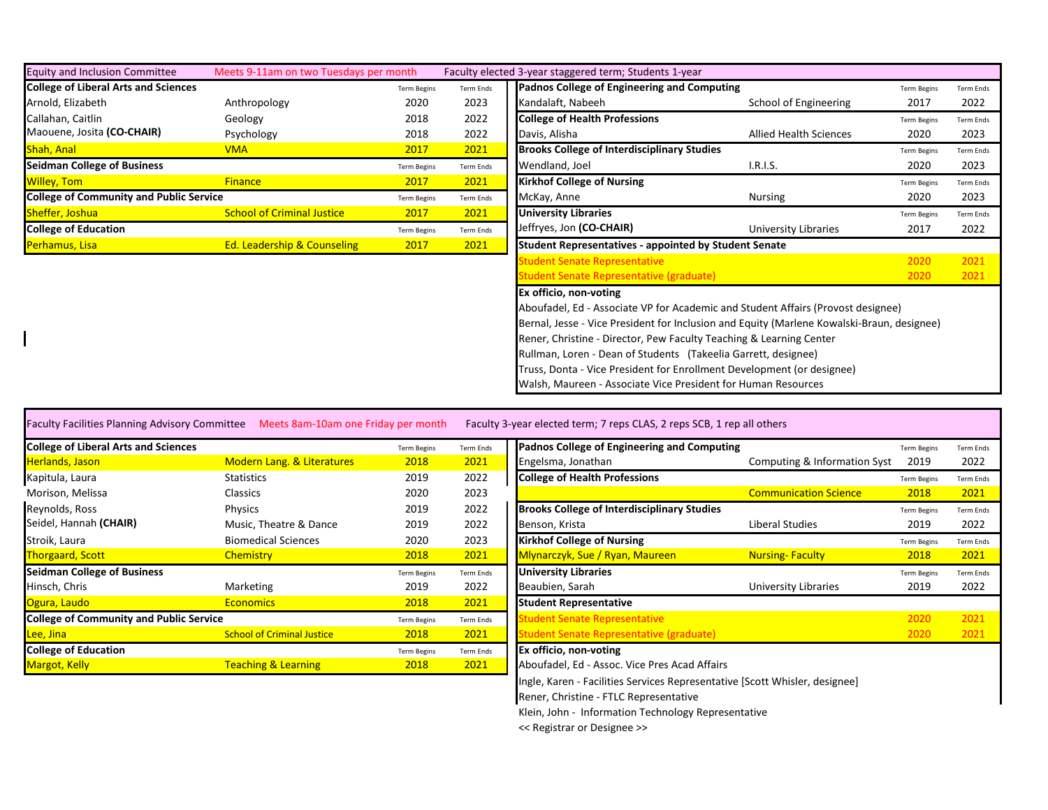## Equity and Inclusion Committee

Meets 9-11am on two Tuesdays per month

Faculty elected 3-year staggered term; Students 1-year

| College of Liberal Arts and Sciences | | Term Begins | Term Ends |
|---|---|---|---|
| Arnold, Elizabeth | Anthropology | 2020 | 2023 |
| Callahan, Caitlin | Geology | 2018 | 2022 |
| Maouene, Josita **(CO-CHAIR)** | Psychology | 2018 | 2022 |
| Shah, Anal | VMA | 2017 | 2021 |
| **Seidman College of Business** | | Term Begins | Term Ends |
| Willey, Tom | Finance | 2017 | 2021 |
| **College of Community and Public Service** | | Term Begins | Term Ends |
| Sheffer, Joshua | School of Criminal Justice | 2017 | 2021 |
| **College of Education** | | Term Begins | Term Ends |
| Perhamus, Lisa | Ed. Leadership & Counseling | 2017 | 2021 |

| Padnos College of Engineering and Computing | | Term Begins | Term Ends |
|---|---|---|---|
| Kandalaft, Nabeeh | School of Engineering | 2017 | 2022 |
| **College of Health Professions** | | Term Begins | Term Ends |
| Davis, Alisha | Allied Health Sciences | 2020 | 2023 |
| **Brooks College of Interdisciplinary Studies** | | Term Begins | Term Ends |
| Wendland, Joel | I.R.I.S. | 2020 | 2023 |
| **Kirkhof College of Nursing** | | Term Begins | Term Ends |
| McKay, Anne | Nursing | 2020 | 2023 |
| **University Libraries** | | Term Begins | Term Ends |
| Jeffryes, Jon **(CO-CHAIR)** | University Libraries | 2017 | 2022 |
| **Student Representatives - appointed by Student Senate** | | | |
| Student Senate Representative | | 2020 | 2021 |
| Student Senate Representative (graduate) | | 2020 | 2021 |

**Ex officio, non-voting**

Aboufadel, Ed - Associate VP for Academic and Student Affairs (Provost designee)
Bernal, Jesse - Vice President for Inclusion and Equity (Marlene Kowalski-Braun, designee)
Rener, Christine - Director, Pew Faculty Teaching & Learning Center
Rullman, Loren - Dean of Students (Takeelia Garrett, designee)
Truss, Donta - Vice President for Enrollment Development (or designee)
Walsh, Maureen - Associate Vice President for Human Resources

## Faculty Facilities Planning Advisory Committee

Meets 8am-10am one Friday per month

Faculty 3-year elected term; 7 reps CLAS, 2 reps SCB, 1 rep all others

| College of Liberal Arts and Sciences | | Term Begins | Term Ends |
|---|---|---|---|
| Herlands, Jason | Modern Lang. & Literatures | 2018 | 2021 |
| Kapitula, Laura | Statistics | 2019 | 2022 |
| Morison, Melissa | Classics | 2020 | 2023 |
| Reynolds, Ross | Physics | 2019 | 2022 |
| Seidel, Hannah **(CHAIR)** | Music, Theatre & Dance | 2019 | 2022 |
| Stroik, Laura | Biomedical Sciences | 2020 | 2023 |
| Thorgaard, Scott | Chemistry | 2018 | 2021 |
| **Seidman College of Business** | | Term Begins | Term Ends |
| Hinsch, Chris | Marketing | 2019 | 2022 |
| Ogura, Laudo | Economics | 2018 | 2021 |
| **College of Community and Public Service** | | Term Begins | Term Ends |
| Lee, Jina | School of Criminal Justice | 2018 | 2021 |
| **College of Education** | | Term Begins | Term Ends |
| Margot, Kelly | Teaching & Learning | 2018 | 2021 |

| Padnos College of Engineering and Computing | | Term Begins | Term Ends |
|---|---|---|---|
| Engelsma, Jonathan | Computing & Information Syst | 2019 | 2022 |
| **College of Health Professions** | | Term Begins | Term Ends |
| | Communication Science | 2018 | 2021 |
| **Brooks College of Interdisciplinary Studies** | | Term Begins | Term Ends |
| Benson, Krista | Liberal Studies | 2019 | 2022 |
| **Kirkhof College of Nursing** | | Term Begins | Term Ends |
| Mlynarczyk, Sue / Ryan, Maureen | Nursing- Faculty | 2018 | 2021 |
| **University Libraries** | | Term Begins | Term Ends |
| Beaubien, Sarah | University Libraries | 2019 | 2022 |
| **Student Representative** | | | |
| Student Senate Representative | | 2020 | 2021 |
| Student Senate Representative (graduate) | | 2020 | 2021 |

**Ex officio, non-voting**

Aboufadel, Ed - Assoc. Vice Pres Acad Affairs
Ingle, Karen - Facilities Services Representative [Scott Whisler, designee]
Rener, Christine - FTLC Representative
Klein, John - Information Technology Representative
<< Registrar or Designee >>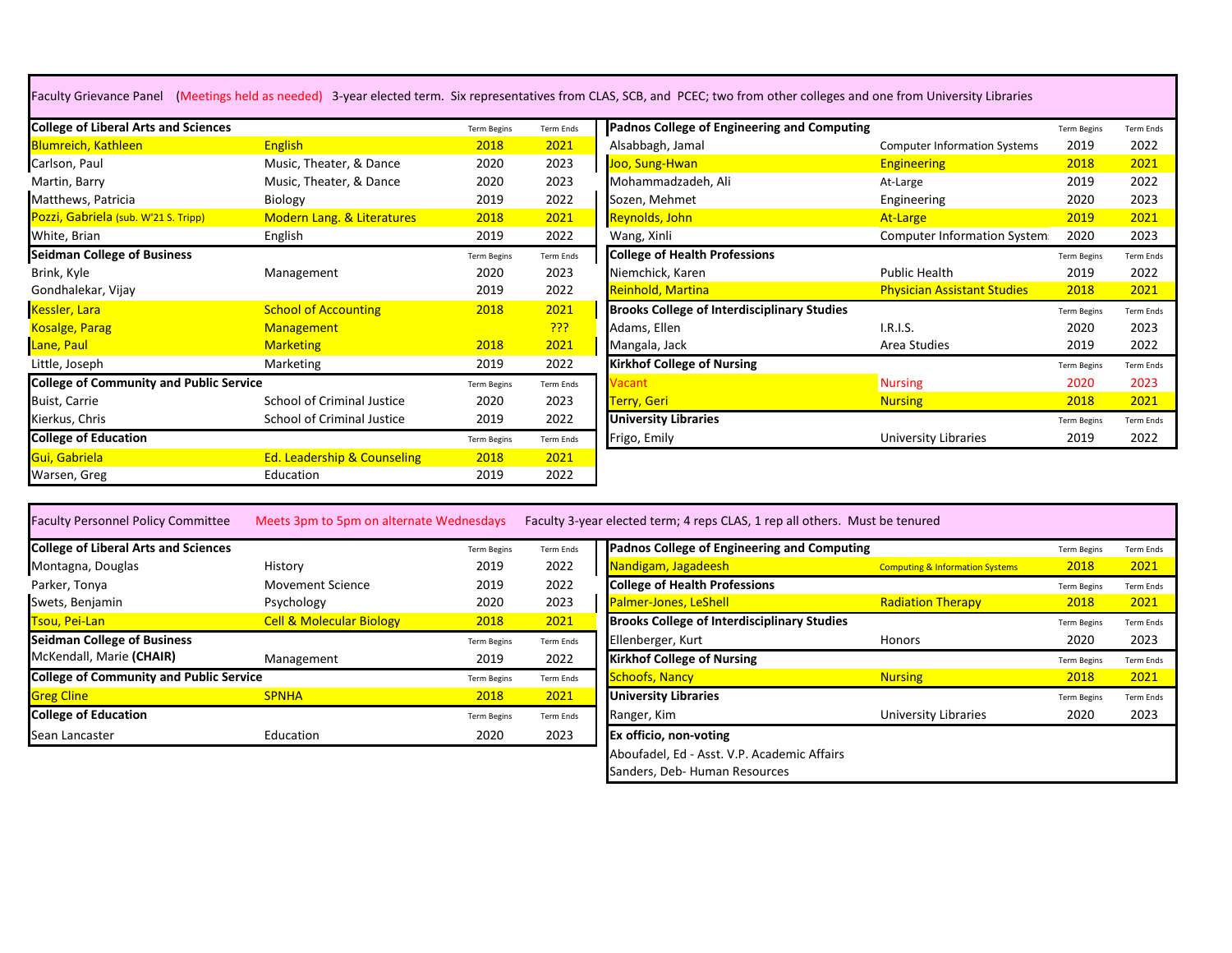## Faculty Grievance Panel (Meetings held as needed) 3-year elected term. Six representatives from CLAS, SCB, and PCEC; two from other colleges and one from University Libraries

| College of Liberal Arts and Sciences | | Term Begins | Term Ends |
|---|---|---|---|
| Blumreich, Kathleen | English | 2018 | 2021 |
| Carlson, Paul | Music, Theater, & Dance | 2020 | 2023 |
| Martin, Barry | Music, Theater, & Dance | 2020 | 2023 |
| Matthews, Patricia | Biology | 2019 | 2022 |
| Pozzi, Gabriela (sub. W'21 S. Tripp) | Modern Lang. & Literatures | 2018 | 2021 |
| White, Brian | English | 2019 | 2022 |
| **Seidman College of Business** | | Term Begins | Term Ends |
| Brink, Kyle | Management | 2020 | 2023 |
| Gondhalekar, Vijay | | 2019 | 2022 |
| Kessler, Lara | School of Accounting | 2018 | 2021 |
| Kosalge, Parag | Management | | ??? |
| Lane, Paul | Marketing | 2018 | 2021 |
| Little, Joseph | Marketing | 2019 | 2022 |
| **College of Community and Public Service** | | Term Begins | Term Ends |
| Buist, Carrie | School of Criminal Justice | 2020 | 2023 |
| Kierkus, Chris | School of Criminal Justice | 2019 | 2022 |
| **College of Education** | | Term Begins | Term Ends |
| Gui, Gabriela | Ed. Leadership & Counseling | 2018 | 2021 |
| Warsen, Greg | Education | 2019 | 2022 |

| Padnos College of Engineering and Computing | | Term Begins | Term Ends |
|---|---|---|---|
| Alsabbagh, Jamal | Computer Information Systems | 2019 | 2022 |
| Joo, Sung-Hwan | Engineering | 2018 | 2021 |
| Mohammadzadeh, Ali | At-Large | 2019 | 2022 |
| Sozen, Mehmet | Engineering | 2020 | 2023 |
| Reynolds, John | At-Large | 2019 | 2021 |
| Wang, Xinli | Computer Information System | 2020 | 2023 |
| **College of Health Professions** | | Term Begins | Term Ends |
| Niemchick, Karen | Public Health | 2019 | 2022 |
| Reinhold, Martina | Physician Assistant Studies | 2018 | 2021 |
| **Brooks College of Interdisciplinary Studies** | | Term Begins | Term Ends |
| Adams, Ellen | I.R.I.S. | 2020 | 2023 |
| Mangala, Jack | Area Studies | 2019 | 2022 |
| **Kirkhof College of Nursing** | | Term Begins | Term Ends |
| Vacant | Nursing | 2020 | 2023 |
| Terry, Geri | Nursing | 2018 | 2021 |
| **University Libraries** | | Term Begins | Term Ends |
| Frigo, Emily | University Libraries | 2019 | 2022 |

## Faculty Personnel Policy Committee Meets 3pm to 5pm on alternate Wednesdays Faculty 3-year elected term; 4 reps CLAS, 1 rep all others. Must be tenured

| College of Liberal Arts and Sciences | | Term Begins | Term Ends |
|---|---|---|---|
| Montagna, Douglas | History | 2019 | 2022 |
| Parker, Tonya | Movement Science | 2019 | 2022 |
| Swets, Benjamin | Psychology | 2020 | 2023 |
| Tsou, Pei-Lan | Cell & Molecular Biology | 2018 | 2021 |
| **Seidman College of Business** | | Term Begins | Term Ends |
| McKendall, Marie **(CHAIR)** | Management | 2019 | 2022 |
| **College of Community and Public Service** | | Term Begins | Term Ends |
| Greg Cline | SPNHA | 2018 | 2021 |
| **College of Education** | | Term Begins | Term Ends |
| Sean Lancaster | Education | 2020 | 2023 |

| Padnos College of Engineering and Computing | | Term Begins | Term Ends |
|---|---|---|---|
| Nandigam, Jagadeesh | Computing & Information Systems | 2018 | 2021 |
| **College of Health Professions** | | Term Begins | Term Ends |
| Palmer-Jones, LeShell | Radiation Therapy | 2018 | 2021 |
| **Brooks College of Interdisciplinary Studies** | | Term Begins | Term Ends |
| Ellenberger, Kurt | Honors | 2020 | 2023 |
| **Kirkhof College of Nursing** | | Term Begins | Term Ends |
| Schoofs, Nancy | Nursing | 2018 | 2021 |
| **University Libraries** | | Term Begins | Term Ends |
| Ranger, Kim | University Libraries | 2020 | 2023 |
| **Ex officio, non-voting** | | | |
| Aboufadel, Ed - Asst. V.P. Academic Affairs | | | |
| Sanders, Deb- Human Resources | | | |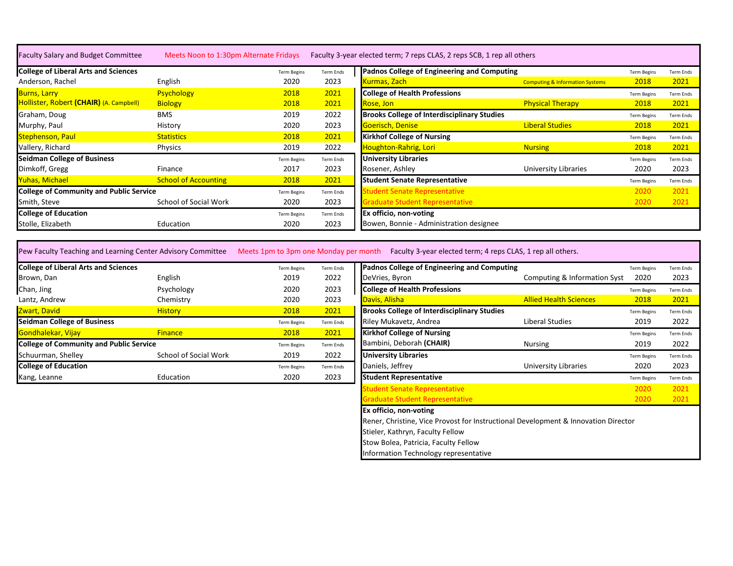## Faculty Salary and Budget Committee

Meets Noon to 1:30pm Alternate Fridays

Faculty 3-year elected term; 7 reps CLAS, 2 reps SCB, 1 rep all others

| College of Liberal Arts and Sciences | | Term Begins | Term Ends |
|---|---|---|---|
| Anderson, Rachel | English | 2020 | 2023 |
| Burns, Larry | Psychology | 2018 | 2021 |
| Hollister, Robert **(CHAIR)** (A. Campbell) | Biology | 2018 | 2021 |
| Graham, Doug | BMS | 2019 | 2022 |
| Murphy, Paul | History | 2020 | 2023 |
| Stephenson, Paul | Statistics | 2018 | 2021 |
| Vallery, Richard | Physics | 2019 | 2022 |
| **Seidman College of Business** | | Term Begins | Term Ends |
| Dimkoff, Gregg | Finance | 2017 | 2023 |
| Yuhas, Michael | School of Accounting | 2018 | 2021 |
| **College of Community and Public Service** | | Term Begins | Term Ends |
| Smith, Steve | School of Social Work | 2020 | 2023 |
| **College of Education** | | Term Begins | Term Ends |
| Stolle, Elizabeth | Education | 2020 | 2023 |

| Padnos College of Engineering and Computing | | Term Begins | Term Ends |
|---|---|---|---|
| Kurmas, Zach | Computing & Information Systems | 2018 | 2021 |
| **College of Health Professions** | | Term Begins | Term Ends |
| Rose, Jon | Physical Therapy | 2018 | 2021 |
| **Brooks College of Interdisciplinary Studies** | | Term Begins | Term Ends |
| Goerisch, Denise | Liberal Studies | 2018 | 2021 |
| **Kirkhof College of Nursing** | | Term Begins | Term Ends |
| Houghton-Rahrig, Lori | Nursing | 2018 | 2021 |
| **University Libraries** | | Term Begins | Term Ends |
| Rosener, Ashley | University Libraries | 2020 | 2023 |
| **Student Senate Representative** | | Term Begins | Term Ends |
| Student Senate Representative | | 2020 | 2021 |
| Graduate Student Representative | | 2020 | 2021 |
| **Ex officio, non-voting** | | | |
| Bowen, Bonnie - Administration designee | | | |

## Pew Faculty Teaching and Learning Center Advisory Committee

Meets 1pm to 3pm one Monday per month

Faculty 3-year elected term; 4 reps CLAS, 1 rep all others.

| College of Liberal Arts and Sciences | | Term Begins | Term Ends |
|---|---|---|---|
| Brown, Dan | English | 2019 | 2022 |
| Chan, Jing | Psychology | 2020 | 2023 |
| Lantz, Andrew | Chemistry | 2020 | 2023 |
| Zwart, David | History | 2018 | 2021 |
| **Seidman College of Business** | | Term Begins | Term Ends |
| Gondhalekar, Vijay | Finance | 2018 | 2021 |
| **College of Community and Public Service** | | Term Begins | Term Ends |
| Schuurman, Shelley | School of Social Work | 2019 | 2022 |
| **College of Education** | | Term Begins | Term Ends |
| Kang, Leanne | Education | 2020 | 2023 |

| Padnos College of Engineering and Computing | | Term Begins | Term Ends |
|---|---|---|---|
| DeVries, Byron | Computing & Information Syst | 2020 | 2023 |
| **College of Health Professions** | | Term Begins | Term Ends |
| Davis, Alisha | Allied Health Sciences | 2018 | 2021 |
| **Brooks College of Interdisciplinary Studies** | | Term Begins | Term Ends |
| Riley Mukavetz, Andrea | Liberal Studies | 2019 | 2022 |
| **Kirkhof College of Nursing** | | Term Begins | Term Ends |
| Bambini, Deborah **(CHAIR)** | Nursing | 2019 | 2022 |
| **University Libraries** | | Term Begins | Term Ends |
| Daniels, Jeffrey | University Libraries | 2020 | 2023 |
| **Student Representative** | | Term Begins | Term Ends |
| Student Senate Representative | | 2020 | 2021 |
| Graduate Student Representative | | 2020 | 2021 |
| **Ex officio, non-voting** | | | |
| Rener, Christine, Vice Provost for Instructional Development & Innovation Director | | | |
| Stieler, Kathryn, Faculty Fellow | | | |
| Stow Bolea, Patricia, Faculty Fellow | | | |
| Information Technology representative | | | |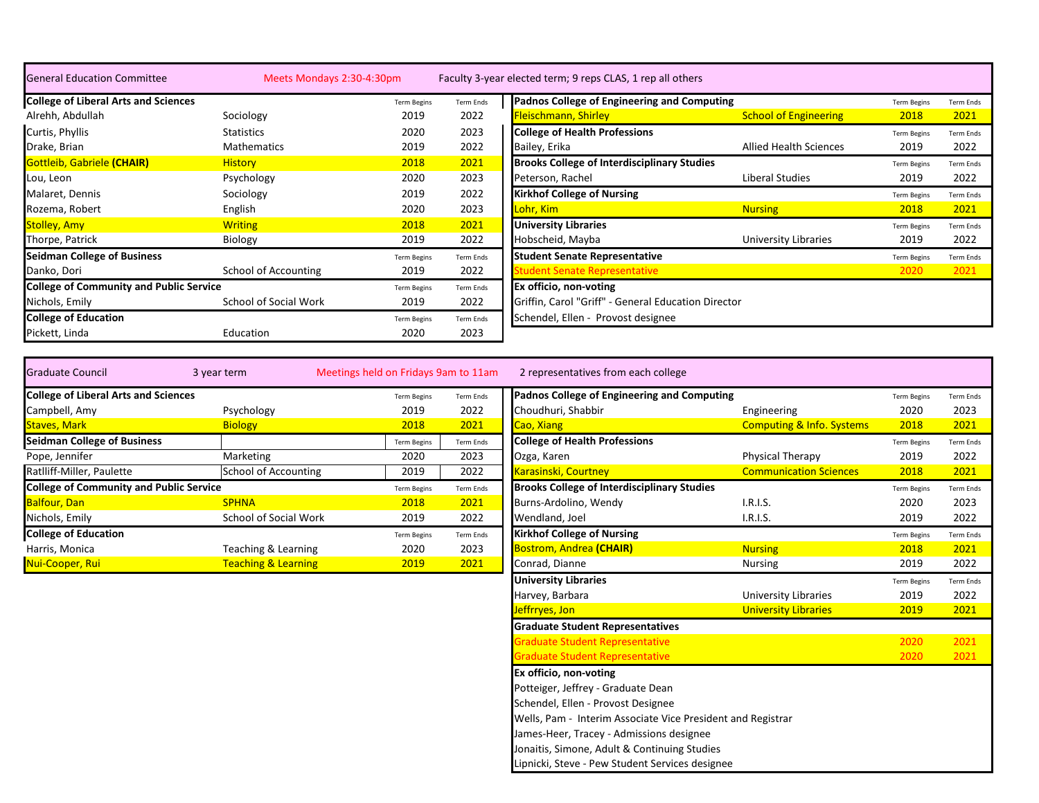## General Education Committee

Meets Mondays 2:30-4:30pm

Faculty 3-year elected term; 9 reps CLAS, 1 rep all others

| College of Liberal Arts and Sciences | | Term Begins | Term Ends |
|---|---|---|---|
| Alrehh, Abdullah | Sociology | 2019 | 2022 |
| Curtis, Phyllis | Statistics | 2020 | 2023 |
| Drake, Brian | Mathematics | 2019 | 2022 |
| Gottleib, Gabriele **(CHAIR)** | History | 2018 | 2021 |
| Lou, Leon | Psychology | 2020 | 2023 |
| Malaret, Dennis | Sociology | 2019 | 2022 |
| Rozema, Robert | English | 2020 | 2023 |
| Stolley, Amy | Writing | 2018 | 2021 |
| Thorpe, Patrick | Biology | 2019 | 2022 |
| **Seidman College of Business** | | Term Begins | Term Ends |
| Danko, Dori | School of Accounting | 2019 | 2022 |
| **College of Community and Public Service** | | Term Begins | Term Ends |
| Nichols, Emily | School of Social Work | 2019 | 2022 |
| **College of Education** | | Term Begins | Term Ends |
| Pickett, Linda | Education | 2020 | 2023 |

| Padnos College of Engineering and Computing | | Term Begins | Term Ends |
|---|---|---|---|
| Fleischmann, Shirley | School of Engineering | 2018 | 2021 |
| **College of Health Professions** | | Term Begins | Term Ends |
| Bailey, Erika | Allied Health Sciences | 2019 | 2022 |
| **Brooks College of Interdisciplinary Studies** | | Term Begins | Term Ends |
| Peterson, Rachel | Liberal Studies | 2019 | 2022 |
| **Kirkhof College of Nursing** | | Term Begins | Term Ends |
| Lohr, Kim | Nursing | 2018 | 2021 |
| **University Libraries** | | Term Begins | Term Ends |
| Hobscheid, Mayba | University Libraries | 2019 | 2022 |
| **Student Senate Representative** | | Term Begins | Term Ends |
| Student Senate Representative | | 2020 | 2021 |

**Ex officio, non-voting**

Griffin, Carol "Griff" - General Education Director

Schendel, Ellen - Provost designee

## Graduate Council

3 year term

Meetings held on Fridays 9am to 11am

2 representatives from each college

| College of Liberal Arts and Sciences | | Term Begins | Term Ends |
|---|---|---|---|
| Campbell, Amy | Psychology | 2019 | 2022 |
| Staves, Mark | Biology | 2018 | 2021 |
| **Seidman College of Business** | | Term Begins | Term Ends |
| Pope, Jennifer | Marketing | 2020 | 2023 |
| Ratlliff-Miller, Paulette | School of Accounting | 2019 | 2022 |
| **College of Community and Public Service** | | Term Begins | Term Ends |
| Balfour, Dan | SPHNA | 2018 | 2021 |
| Nichols, Emily | School of Social Work | 2019 | 2022 |
| **College of Education** | | Term Begins | Term Ends |
| Harris, Monica | Teaching & Learning | 2020 | 2023 |
| Nui-Cooper, Rui | Teaching & Learning | 2019 | 2021 |

| Padnos College of Engineering and Computing | | Term Begins | Term Ends |
|---|---|---|---|
| Choudhuri, Shabbir | Engineering | 2020 | 2023 |
| Cao, Xiang | Computing & Info. Systems | 2018 | 2021 |
| **College of Health Professions** | | Term Begins | Term Ends |
| Ozga, Karen | Physical Therapy | 2019 | 2022 |
| Karasinski, Courtney | Communication Sciences | 2018 | 2021 |
| **Brooks College of Interdisciplinary Studies** | | Term Begins | Term Ends |
| Burns-Ardolino, Wendy | I.R.I.S. | 2020 | 2023 |
| Wendland, Joel | I.R.I.S. | 2019 | 2022 |
| **Kirkhof College of Nursing** | | Term Begins | Term Ends |
| Bostrom, Andrea **(CHAIR)** | Nursing | 2018 | 2021 |
| Conrad, Dianne | Nursing | 2019 | 2022 |
| **University Libraries** | | Term Begins | Term Ends |
| Harvey, Barbara | University Libraries | 2019 | 2022 |
| Jeffrryes, Jon | University Libraries | 2019 | 2021 |
| **Graduate Student Representatives** | | | |
| Graduate Student Representative | | 2020 | 2021 |
| Graduate Student Representative | | 2020 | 2021 |

**Ex officio, non-voting**

Potteiger, Jeffrey - Graduate Dean

Schendel, Ellen - Provost Designee

Wells, Pam - Interim Associate Vice President and Registrar

James-Heer, Tracey - Admissions designee

Jonaitis, Simone, Adult & Continuing Studies

Lipnicki, Steve - Pew Student Services designee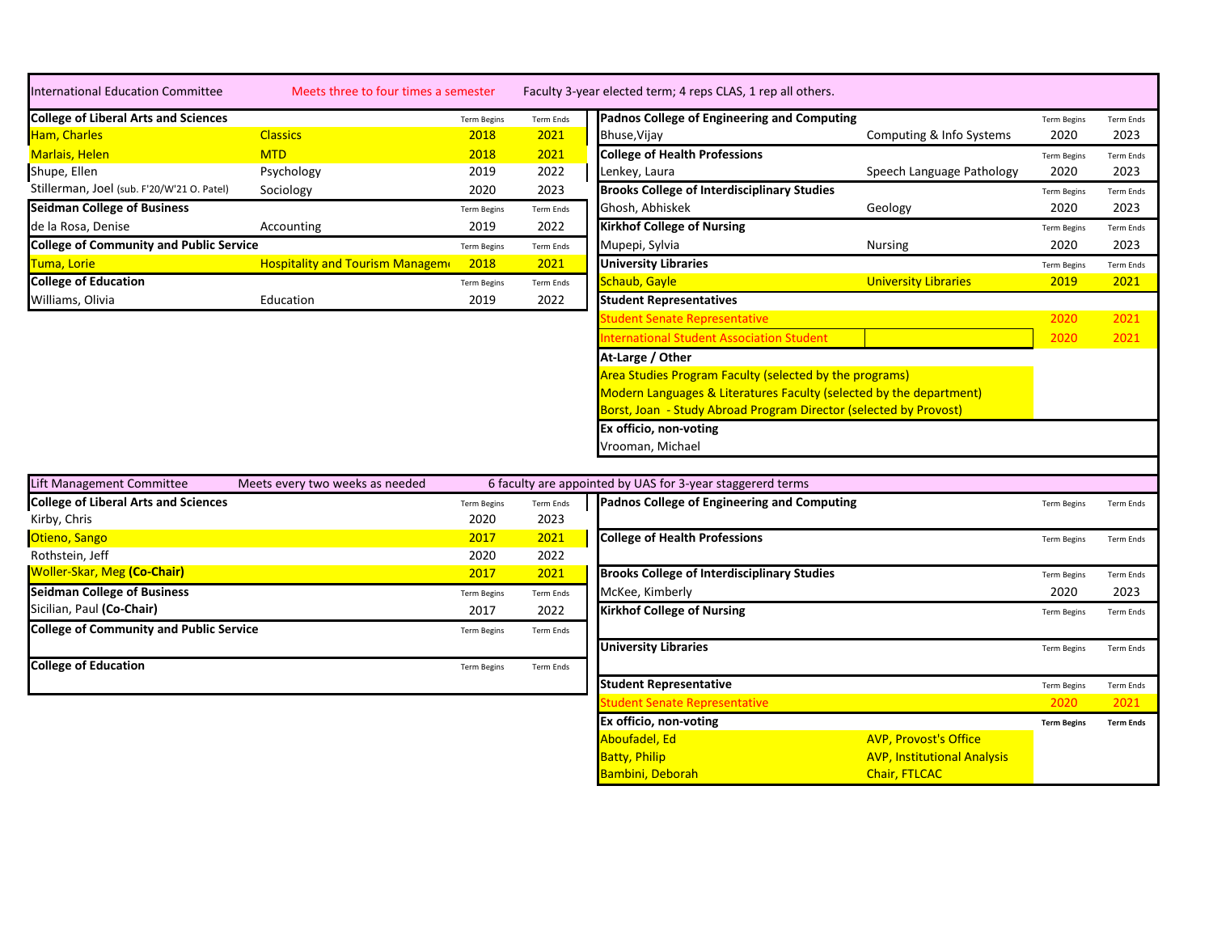## International Education Committee

Meets three to four times a semester

Faculty 3-year elected term; 4 reps CLAS, 1 rep all others.

| College of Liberal Arts and Sciences | | Term Begins | Term Ends |
|---|---|---|---|
| Ham, Charles | Classics | 2018 | 2021 |
| Marlais, Helen | MTD | 2018 | 2021 |
| Shupe, Ellen | Psychology | 2019 | 2022 |
| Stillerman, Joel (sub. F'20/W'21 O. Patel) | Sociology | 2020 | 2023 |
| **Seidman College of Business** | | Term Begins | Term Ends |
| de la Rosa, Denise | Accounting | 2019 | 2022 |
| **College of Community and Public Service** | | Term Begins | Term Ends |
| Tuma, Lorie | Hospitality and Tourism Managem | 2018 | 2021 |
| **College of Education** | | Term Begins | Term Ends |
| Williams, Olivia | Education | 2019 | 2022 |

| Padnos College of Engineering and Computing | | Term Begins | Term Ends |
|---|---|---|---|
| Bhuse,Vijay | Computing & Info Systems | 2020 | 2023 |
| **College of Health Professions** | | Term Begins | Term Ends |
| Lenkey, Laura | Speech Language Pathology | 2020 | 2023 |
| **Brooks College of Interdisciplinary Studies** | | Term Begins | Term Ends |
| Ghosh, Abhiskek | Geology | 2020 | 2023 |
| **Kirkhof College of Nursing** | | Term Begins | Term Ends |
| Mupepi, Sylvia | Nursing | 2020 | 2023 |
| **University Libraries** | | Term Begins | Term Ends |
| Schaub, Gayle | University Libraries | 2019 | 2021 |
| **Student Representatives** | | | |
| Student Senate Representative | | 2020 | 2021 |
| International Student Association Student | | 2020 | 2021 |
| **At-Large / Other** | | | |
| Area Studies Program Faculty (selected by the programs) | | | |
| Modern Languages & Literatures Faculty (selected by the department) | | | |
| Borst, Joan - Study Abroad Program Director (selected by Provost) | | | |
| **Ex officio, non-voting** | | | |
| Vrooman, Michael | | | |

## Lift Management Committee

Meets every two weeks as needed

6 faculty are appointed by UAS for 3-year staggererd terms

| College of Liberal Arts and Sciences | | Term Begins | Term Ends |
|---|---|---|---|
| Kirby, Chris | | 2020 | 2023 |
| Otieno, Sango | | 2017 | 2021 |
| Rothstein, Jeff | | 2020 | 2022 |
| Woller-Skar, Meg **(Co-Chair)** | | 2017 | 2021 |
| **Seidman College of Business** | | Term Begins | Term Ends |
| Sicilian, Paul **(Co-Chair)** | | 2017 | 2022 |
| **College of Community and Public Service** | | Term Begins | Term Ends |
| **College of Education** | | Term Begins | Term Ends |

| Padnos College of Engineering and Computing | | Term Begins | Term Ends |
|---|---|---|---|
| **College of Health Professions** | | Term Begins | Term Ends |
| **Brooks College of Interdisciplinary Studies** | | Term Begins | Term Ends |
| McKee, Kimberly | | 2020 | 2023 |
| **Kirkhof College of Nursing** | | Term Begins | Term Ends |
| **University Libraries** | | Term Begins | Term Ends |
| **Student Representative** | | Term Begins | Term Ends |
| Student Senate Representative | | 2020 | 2021 |
| **Ex officio, non-voting** | | **Term Begins** | **Term Ends** |
| Aboufadel, Ed | AVP, Provost's Office | | |
| Batty, Philip | AVP, Institutional Analysis | | |
| Bambini, Deborah | Chair, FTLCAC | | |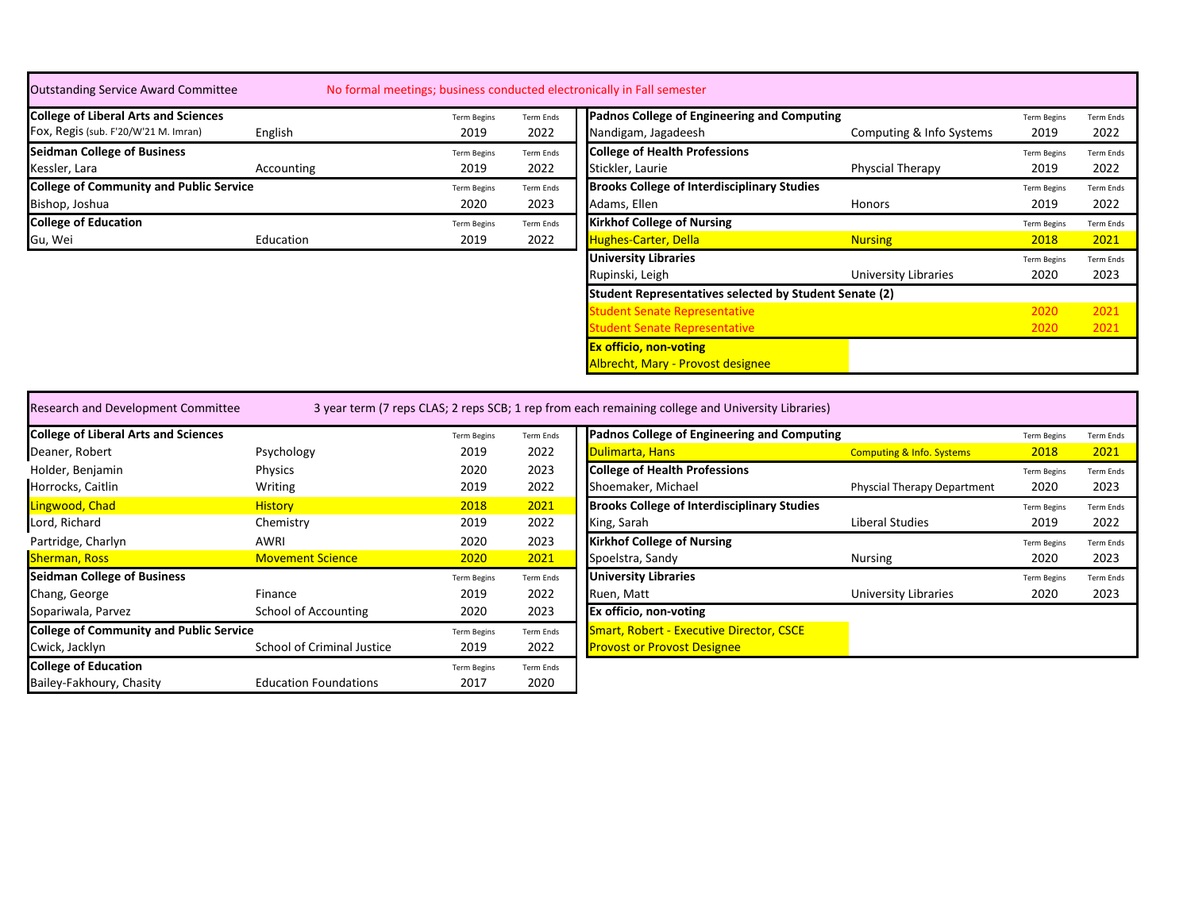## Outstanding Service Award Committee

No formal meetings; business conducted electronically in Fall semester

| College of Liberal Arts and Sciences | | Term Begins | Term Ends |
|---|---|---|---|
| Fox, Regis (sub. F'20/W'21 M. Imran) | English | 2019 | 2022 |
| **Seidman College of Business** | | Term Begins | Term Ends |
| Kessler, Lara | Accounting | 2019 | 2022 |
| **College of Community and Public Service** | | Term Begins | Term Ends |
| Bishop, Joshua | | 2020 | 2023 |
| **College of Education** | | Term Begins | Term Ends |
| Gu, Wei | Education | 2019 | 2022 |

| Padnos College of Engineering and Computing | | Term Begins | Term Ends |
|---|---|---|---|
| Nandigam, Jagadeesh | Computing & Info Systems | 2019 | 2022 |
| **College of Health Professions** | | Term Begins | Term Ends |
| Stickler, Laurie | Physcial Therapy | 2019 | 2022 |
| **Brooks College of Interdisciplinary Studies** | | Term Begins | Term Ends |
| Adams, Ellen | Honors | 2019 | 2022 |
| **Kirkhof College of Nursing** | | Term Begins | Term Ends |
| Hughes-Carter, Della | Nursing | 2018 | 2021 |
| **University Libraries** | | Term Begins | Term Ends |
| Rupinski, Leigh | University Libraries | 2020 | 2023 |
| **Student Representatives selected by Student Senate (2)** | | | |
| Student Senate Representative | | 2020 | 2021 |
| Student Senate Representative | | 2020 | 2021 |
| **Ex officio, non-voting** | | | |
| Albrecht, Mary - Provost designee | | | |

## Research and Development Committee

3 year term (7 reps CLAS; 2 reps SCB; 1 rep from each remaining college and University Libraries)

| College of Liberal Arts and Sciences | | Term Begins | Term Ends |
|---|---|---|---|
| Deaner, Robert | Psychology | 2019 | 2022 |
| Holder, Benjamin | Physics | 2020 | 2023 |
| Horrocks, Caitlin | Writing | 2019 | 2022 |
| Lingwood, Chad | History | 2018 | 2021 |
| Lord, Richard | Chemistry | 2019 | 2022 |
| Partridge, Charlyn | AWRI | 2020 | 2023 |
| Sherman, Ross | Movement Science | 2020 | 2021 |
| **Seidman College of Business** | | Term Begins | Term Ends |
| Chang, George | Finance | 2019 | 2022 |
| Sopariwala, Parvez | School of Accounting | 2020 | 2023 |
| **College of Community and Public Service** | | Term Begins | Term Ends |
| Cwick, Jacklyn | School of Criminal Justice | 2019 | 2022 |
| **College of Education** | | Term Begins | Term Ends |
| Bailey-Fakhoury, Chasity | Education Foundations | 2017 | 2020 |

| Padnos College of Engineering and Computing | | Term Begins | Term Ends |
|---|---|---|---|
| Dulimarta, Hans | Computing & Info. Systems | 2018 | 2021 |
| **College of Health Professions** | | Term Begins | Term Ends |
| Shoemaker, Michael | Physcial Therapy Department | 2020 | 2023 |
| **Brooks College of Interdisciplinary Studies** | | Term Begins | Term Ends |
| King, Sarah | Liberal Studies | 2019 | 2022 |
| **Kirkhof College of Nursing** | | Term Begins | Term Ends |
| Spoelstra, Sandy | Nursing | 2020 | 2023 |
| **University Libraries** | | Term Begins | Term Ends |
| Ruen, Matt | University Libraries | 2020 | 2023 |
| **Ex officio, non-voting** | | | |
| Smart, Robert - Executive Director, CSCE | | | |
| Provost or Provost Designee | | | |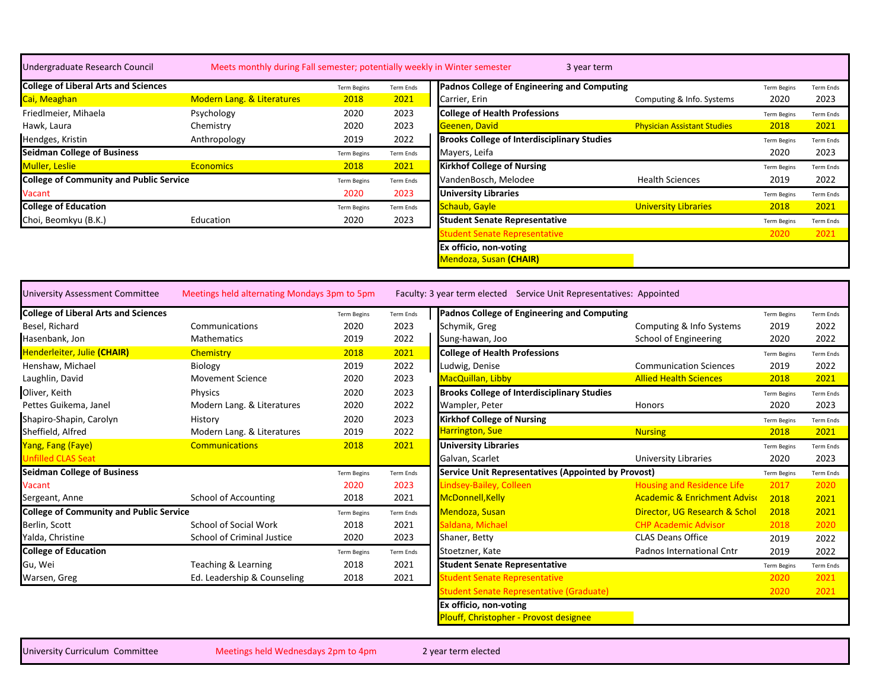## Undergraduate Research Council

Meets monthly during Fall semester; potentially weekly in Winter semester — 3 year term

| College of Liberal Arts and Sciences | | Term Begins | Term Ends |
|---|---|---|---|
| Cai, Meaghan | Modern Lang. & Literatures | 2018 | 2021 |
| Friedlmeier, Mihaela | Psychology | 2020 | 2023 |
| Hawk, Laura | Chemistry | 2020 | 2023 |
| Hendges, Kristin | Anthropology | 2019 | 2022 |
| **Seidman College of Business** | | Term Begins | Term Ends |
| Muller, Leslie | Economics | 2018 | 2021 |
| **College of Community and Public Service** | | Term Begins | Term Ends |
| Vacant | | 2020 | 2023 |
| **College of Education** | | Term Begins | Term Ends |
| Choi, Beomkyu (B.K.) | Education | 2020 | 2023 |
| **Padnos College of Engineering and Computing** | | Term Begins | Term Ends |
| Carrier, Erin | Computing & Info. Systems | 2020 | 2023 |
| **College of Health Professions** | | Term Begins | Term Ends |
| Geenen, David | Physician Assistant Studies | 2018 | 2021 |
| **Brooks College of Interdisciplinary Studies** | | Term Begins | Term Ends |
| Mayers, Leifa | | 2020 | 2023 |
| **Kirkhof College of Nursing** | | Term Begins | Term Ends |
| VandenBosch, Melodee | Health Sciences | 2019 | 2022 |
| **University Libraries** | | Term Begins | Term Ends |
| Schaub, Gayle | University Libraries | 2018 | 2021 |
| **Student Senate Representative** | | Term Begins | Term Ends |
| Student Senate Representative | | 2020 | 2021 |
| **Ex officio, non-voting** | | | |
| Mendoza, Susan **(CHAIR)** | | | |

## University Assessment Committee

Meetings held alternating Mondays 3pm to 5pm — Faculty: 3 year term elected — Service Unit Representatives: Appointed

| College of Liberal Arts and Sciences | | Term Begins | Term Ends |
|---|---|---|---|
| Besel, Richard | Communications | 2020 | 2023 |
| Hasenbank, Jon | Mathematics | 2019 | 2022 |
| Henderleiter, Julie **(CHAIR)** | Chemistry | 2018 | 2021 |
| Henshaw, Michael | Biology | 2019 | 2022 |
| Laughlin, David | Movement Science | 2020 | 2023 |
| Oliver, Keith | Physics | 2020 | 2023 |
| Pettes Guikema, Janel | Modern Lang. & Literatures | 2020 | 2022 |
| Shapiro-Shapin, Carolyn | History | 2020 | 2023 |
| Sheffield, Alfred | Modern Lang. & Literatures | 2019 | 2022 |
| Yang, Fang (Faye) | Communications | 2018 | 2021 |
| Unfilled CLAS Seat | | | |
| **Seidman College of Business** | | Term Begins | Term Ends |
| Vacant | | 2020 | 2023 |
| Sergeant, Anne | School of Accounting | 2018 | 2021 |
| **College of Community and Public Service** | | Term Begins | Term Ends |
| Berlin, Scott | School of Social Work | 2018 | 2021 |
| Yalda, Christine | School of Criminal Justice | 2020 | 2023 |
| **College of Education** | | Term Begins | Term Ends |
| Gu, Wei | Teaching & Learning | 2018 | 2021 |
| Warsen, Greg | Ed. Leadership & Counseling | 2018 | 2021 |
| **Padnos College of Engineering and Computing** | | Term Begins | Term Ends |
| Schymik, Greg | Computing & Info Systems | 2019 | 2022 |
| Sung-hawan, Joo | School of Engineering | 2020 | 2022 |
| **College of Health Professions** | | Term Begins | Term Ends |
| Ludwig, Denise | Communication Sciences | 2019 | 2022 |
| MacQuillan, Libby | Allied Health Sciences | 2018 | 2021 |
| **Brooks College of Interdisciplinary Studies** | | Term Begins | Term Ends |
| Wampler, Peter | Honors | 2020 | 2023 |
| **Kirkhof College of Nursing** | | Term Begins | Term Ends |
| Harrington, Sue | Nursing | 2018 | 2021 |
| **University Libraries** | | Term Begins | Term Ends |
| Galvan, Scarlet | University Libraries | 2020 | 2023 |
| **Service Unit Representatives (Appointed by Provost)** | | Term Begins | Term Ends |
| Lindsey-Bailey, Colleen | Housing and Residence Life | 2017 | 2020 |
| McDonnell,Kelly | Academic & Enrichment Advis | 2018 | 2021 |
| Mendoza, Susan | Director, UG Research & Schol | 2018 | 2021 |
| Saldana, Michael | CHP Academic Advisor | 2018 | 2020 |
| Shaner, Betty | CLAS Deans Office | 2019 | 2022 |
| Stoetzner, Kate | Padnos International Cntr | 2019 | 2022 |
| **Student Senate Representative** | | Term Begins | Term Ends |
| Student Senate Representative | | 2020 | 2021 |
| Student Senate Representative (Graduate) | | 2020 | 2021 |
| **Ex officio, non-voting** | | | |
| Plouff, Christopher - Provost designee | | | |

## University Curriculum Committee

Meetings held Wednesdays 2pm to 4pm — 2 year term elected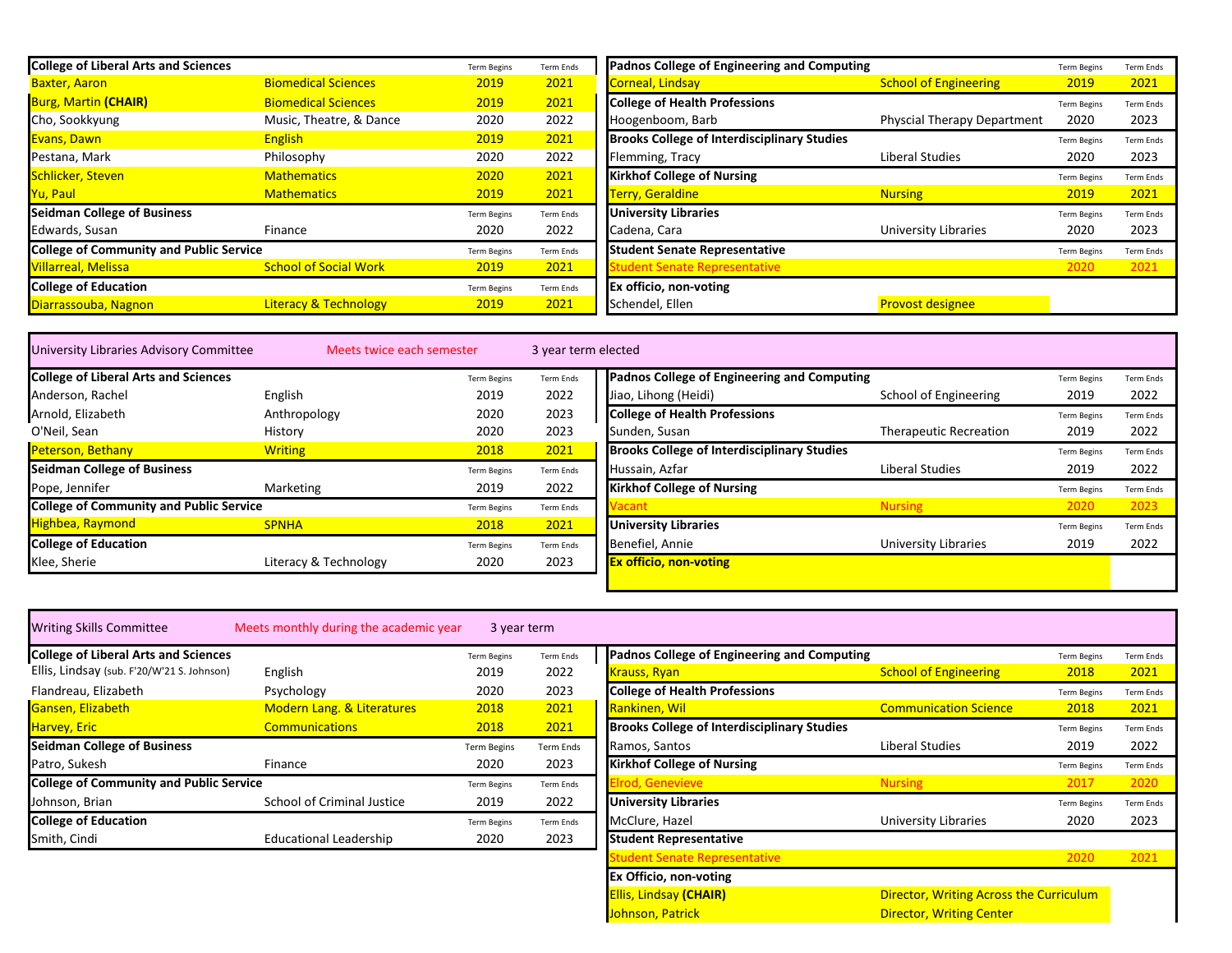| College of Liberal Arts and Sciences | | Term Begins | Term Ends |
|---|---|---|---|
| Baxter, Aaron | Biomedical Sciences | 2019 | 2021 |
| Burg, Martin **(CHAIR)** | Biomedical Sciences | 2019 | 2021 |
| Cho, Sookkyung | Music, Theatre, & Dance | 2020 | 2022 |
| Evans, Dawn | English | 2019 | 2021 |
| Pestana, Mark | Philosophy | 2020 | 2022 |
| Schlicker, Steven | Mathematics | 2020 | 2021 |
| Yu, Paul | Mathematics | 2019 | 2021 |
| **Seidman College of Business** | | Term Begins | Term Ends |
| Edwards, Susan | Finance | 2020 | 2022 |
| **College of Community and Public Service** | | Term Begins | Term Ends |
| Villarreal, Melissa | School of Social Work | 2019 | 2021 |
| **College of Education** | | Term Begins | Term Ends |
| Diarrassouba, Nagnon | Literacy & Technology | 2019 | 2021 |

| Padnos College of Engineering and Computing | | Term Begins | Term Ends |
|---|---|---|---|
| Corneal, Lindsay | School of Engineering | 2019 | 2021 |
| **College of Health Professions** | | Term Begins | Term Ends |
| Hoogenboom, Barb | Physcial Therapy Department | 2020 | 2023 |
| **Brooks College of Interdisciplinary Studies** | | Term Begins | Term Ends |
| Flemming, Tracy | Liberal Studies | 2020 | 2023 |
| **Kirkhof College of Nursing** | | Term Begins | Term Ends |
| Terry, Geraldine | Nursing | 2019 | 2021 |
| **University Libraries** | | Term Begins | Term Ends |
| Cadena, Cara | University Libraries | 2020 | 2023 |
| **Student Senate Representative** | | Term Begins | Term Ends |
| Student Senate Representative | | 2020 | 2021 |
| **Ex officio, non-voting** | | | |
| Schendel, Ellen | Provost designee | | |

## University Libraries Advisory Committee

Meets twice each semester — 3 year term elected

| College of Liberal Arts and Sciences | | Term Begins | Term Ends |
|---|---|---|---|
| Anderson, Rachel | English | 2019 | 2022 |
| Arnold, Elizabeth | Anthropology | 2020 | 2023 |
| O'Neil, Sean | History | 2020 | 2023 |
| Peterson, Bethany | Writing | 2018 | 2021 |
| **Seidman College of Business** | | Term Begins | Term Ends |
| Pope, Jennifer | Marketing | 2019 | 2022 |
| **College of Community and Public Service** | | Term Begins | Term Ends |
| Highbea, Raymond | SPNHA | 2018 | 2021 |
| **College of Education** | | Term Begins | Term Ends |
| Klee, Sherie | Literacy & Technology | 2020 | 2023 |

| Padnos College of Engineering and Computing | | Term Begins | Term Ends |
|---|---|---|---|
| Jiao, Lihong (Heidi) | School of Engineering | 2019 | 2022 |
| **College of Health Professions** | | Term Begins | Term Ends |
| Sunden, Susan | Therapeutic Recreation | 2019 | 2022 |
| **Brooks College of Interdisciplinary Studies** | | Term Begins | Term Ends |
| Hussain, Azfar | Liberal Studies | 2019 | 2022 |
| **Kirkhof College of Nursing** | | Term Begins | Term Ends |
| Vacant | Nursing | 2020 | 2023 |
| **University Libraries** | | Term Begins | Term Ends |
| Benefiel, Annie | University Libraries | 2019 | 2022 |
| **Ex officio, non-voting** | | | |

## Writing Skills Committee

Meets monthly during the academic year — 3 year term

| College of Liberal Arts and Sciences | | Term Begins | Term Ends |
|---|---|---|---|
| Ellis, Lindsay (sub. F'20/W'21 S. Johnson) | English | 2019 | 2022 |
| Flandreau, Elizabeth | Psychology | 2020 | 2023 |
| Gansen, Elizabeth | Modern Lang. & Literatures | 2018 | 2021 |
| Harvey, Eric | Communications | 2018 | 2021 |
| **Seidman College of Business** | | Term Begins | Term Ends |
| Patro, Sukesh | Finance | 2020 | 2023 |
| **College of Community and Public Service** | | Term Begins | Term Ends |
| Johnson, Brian | School of Criminal Justice | 2019 | 2022 |
| **College of Education** | | Term Begins | Term Ends |
| Smith, Cindi | Educational Leadership | 2020 | 2023 |

| Padnos College of Engineering and Computing | | Term Begins | Term Ends |
|---|---|---|---|
| Krauss, Ryan | School of Engineering | 2018 | 2021 |
| **College of Health Professions** | | Term Begins | Term Ends |
| Rankinen, Wil | Communication Science | 2018 | 2021 |
| **Brooks College of Interdisciplinary Studies** | | Term Begins | Term Ends |
| Ramos, Santos | Liberal Studies | 2019 | 2022 |
| **Kirkhof College of Nursing** | | Term Begins | Term Ends |
| Elrod, Genevieve | Nursing | 2017 | 2020 |
| **University Libraries** | | Term Begins | Term Ends |
| McClure, Hazel | University Libraries | 2020 | 2023 |
| **Student Representative** | | | |
| Student Senate Representative | | 2020 | 2021 |
| **Ex Officio, non-voting** | | | |
| Ellis, Lindsay **(CHAIR)** | Director, Writing Across the Curriculum | | |
| Johnson, Patrick | Director, Writing Center | | |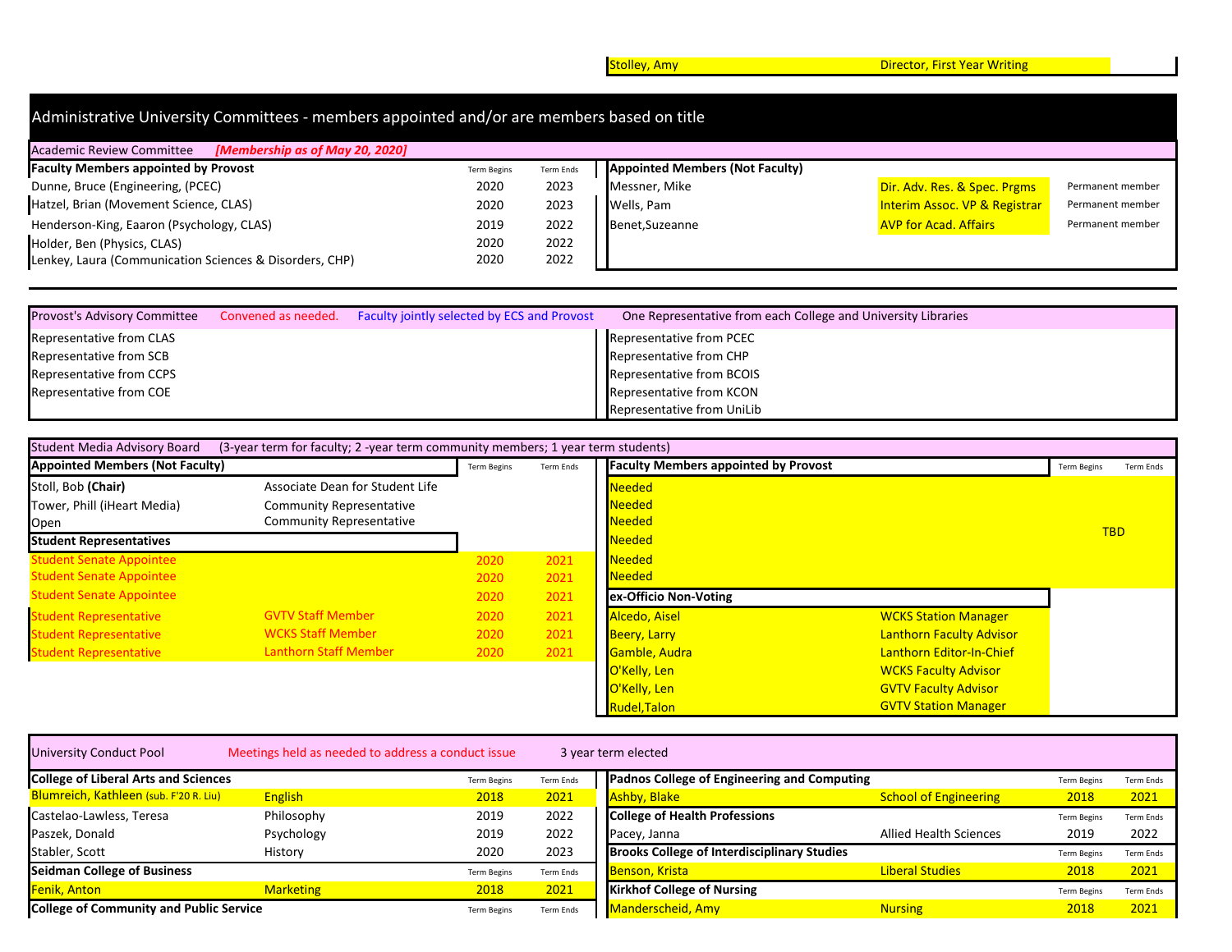| Stolley, Amy | Director, First Year Writing |
|---|---|

## Administrative University Committees - members appointed and/or are members based on title

### Academic Review Committee *[Membership as of May 20, 2020]*

| Faculty Members appointed by Provost | Term Begins | Term Ends | Appointed Members (Not Faculty) | | |
|---|---|---|---|---|---|
| Dunne, Bruce (Engineering, (PCEC) | 2020 | 2023 | Messner, Mike | Dir. Adv. Res. & Spec. Prgms | Permanent member |
| Hatzel, Brian (Movement Science, CLAS) | 2020 | 2023 | Wells, Pam | Interim Assoc. VP & Registrar | Permanent member |
| Henderson-King, Eaaron (Psychology, CLAS) | 2019 | 2022 | Benet,Suzeanne | AVP for Acad. Affairs | Permanent member |
| Holder, Ben (Physics, CLAS) | 2020 | 2022 | | | |
| Lenkey, Laura (Communication Sciences & Disorders, CHP) | 2020 | 2022 | | | |

### Provost's Advisory Committee

Convened as needed. Faculty jointly selected by ECS and Provost. One Representative from each College and University Libraries

| | |
|---|---|
| Representative from CLAS | Representative from PCEC |
| Representative from SCB | Representative from CHP |
| Representative from CCPS | Representative from BCOIS |
| Representative from COE | Representative from KCON |
| | Representative from UniLib |

### Student Media Advisory Board

(3-year term for faculty; 2 -year term community members; 1 year term students)

| Appointed Members (Not Faculty) | | Term Begins | Term Ends | Faculty Members appointed by Provost | | Term Begins | Term Ends |
|---|---|---|---|---|---|---|---|
| Stoll, Bob **(Chair)** | Associate Dean for Student Life | | | Needed | | TBD | |
| Tower, Phill (iHeart Media) | Community Representative | | | Needed | | | |
| Open | Community Representative | | | Needed | | | |
| **Student Representatives** | | | | Needed | | | |
| Student Senate Appointee | | 2020 | 2021 | Needed | | | |
| Student Senate Appointee | | 2020 | 2021 | Needed | | | |
| Student Senate Appointee | | 2020 | 2021 | **ex-Officio Non-Voting** | | | |
| Student Representative | GVTV Staff Member | 2020 | 2021 | Alcedo, Aisel | WCKS Station Manager | | |
| Student Representative | WCKS Staff Member | 2020 | 2021 | Beery, Larry | Lanthorn Faculty Advisor | | |
| Student Representative | Lanthorn Staff Member | 2020 | 2021 | Gamble, Audra | Lanthorn Editor-In-Chief | | |
| | | | | O'Kelly, Len | WCKS Faculty Advisor | | |
| | | | | O'Kelly, Len | GVTV Faculty Advisor | | |
| | | | | Rudel,Talon | GVTV Station Manager | | |

### University Conduct Pool

Meetings held as needed to address a conduct issue. 3 year term elected

| College of Liberal Arts and Sciences | | Term Begins | Term Ends | Padnos College of Engineering and Computing | | Term Begins | Term Ends |
|---|---|---|---|---|---|---|---|
| Blumreich, Kathleen (sub. F'20 R. Liu) | English | 2018 | 2021 | Ashby, Blake | School of Engineering | 2018 | 2021 |
| Castelao-Lawless, Teresa | Philosophy | 2019 | 2022 | **College of Health Professions** | | Term Begins | Term Ends |
| Paszek, Donald | Psychology | 2019 | 2022 | Pacey, Janna | Allied Health Sciences | 2019 | 2022 |
| Stabler, Scott | History | 2020 | 2023 | **Brooks College of Interdisciplinary Studies** | | Term Begins | Term Ends |
| **Seidman College of Business** | | Term Begins | Term Ends | Benson, Krista | Liberal Studies | 2018 | 2021 |
| Fenik, Anton | Marketing | 2018 | 2021 | **Kirkhof College of Nursing** | | Term Begins | Term Ends |
| **College of Community and Public Service** | | Term Begins | Term Ends | Manderscheid, Amy | Nursing | 2018 | 2021 |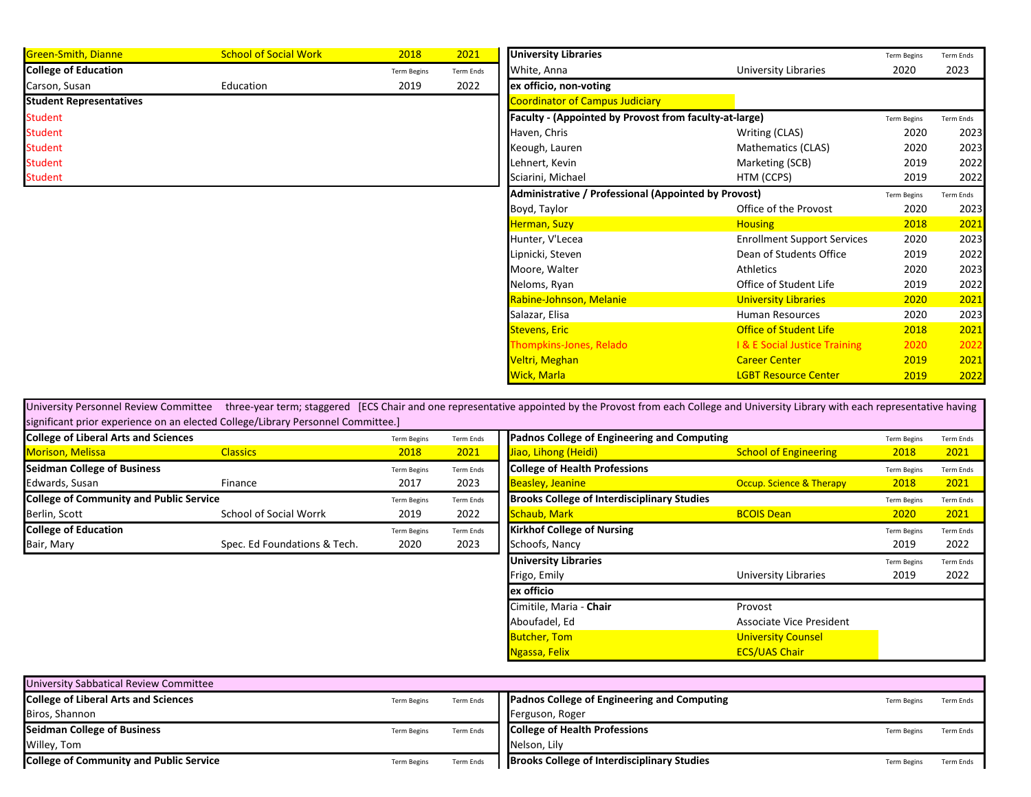| | | Term Begins | Term Ends |
|---|---|---|---|
| Green-Smith, Dianne | School of Social Work | 2018 | 2021 |
| **College of Education** | | Term Begins | Term Ends |
| Carson, Susan | Education | 2019 | 2022 |
| **Student Representatives** | | | |
| Student | | | |
| Student | | | |
| Student | | | |
| Student | | | |
| Student | | | |

| **University Libraries** | | Term Begins | Term Ends |
|---|---|---|---|
| White, Anna | University Libraries | 2020 | 2023 |
| **ex officio, non-voting** | | | |
| Coordinator of Campus Judiciary | | | |
| **Faculty - (Appointed by Provost from faculty-at-large)** | | Term Begins | Term Ends |
| Haven, Chris | Writing (CLAS) | 2020 | 2023 |
| Keough, Lauren | Mathematics (CLAS) | 2020 | 2023 |
| Lehnert, Kevin | Marketing (SCB) | 2019 | 2022 |
| Sciarini, Michael | HTM (CCPS) | 2019 | 2022 |
| **Administrative / Professional (Appointed by Provost)** | | Term Begins | Term Ends |
| Boyd, Taylor | Office of the Provost | 2020 | 2023 |
| Herman, Suzy | Housing | 2018 | 2021 |
| Hunter, V'Lecea | Enrollment Support Services | 2020 | 2023 |
| Lipnicki, Steven | Dean of Students Office | 2019 | 2022 |
| Moore, Walter | Athletics | 2020 | 2023 |
| Neloms, Ryan | Office of Student Life | 2019 | 2022 |
| Rabine-Johnson, Melanie | University Libraries | 2020 | 2021 |
| Salazar, Elisa | Human Resources | 2020 | 2023 |
| Stevens, Eric | Office of Student Life | 2018 | 2021 |
| Thompkins-Jones, Relado | I & E Social Justice Training | 2020 | 2022 |
| Veltri, Meghan | Career Center | 2019 | 2021 |
| Wick, Marla | LGBT Resource Center | 2019 | 2022 |

University Personnel Review Committee three-year term; staggered [ECS Chair and one representative appointed by the Provost from each College and University Library with each representative having significant prior experience on an elected College/Library Personnel Committee.]

| **College of Liberal Arts and Sciences** | | Term Begins | Term Ends |
|---|---|---|---|
| Morison, Melissa | Classics | 2018 | 2021 |
| **Seidman College of Business** | | Term Begins | Term Ends |
| Edwards, Susan | Finance | 2017 | 2023 |
| **College of Community and Public Service** | | Term Begins | Term Ends |
| Berlin, Scott | School of Social Worrk | 2019 | 2022 |
| **College of Education** | | Term Begins | Term Ends |
| Bair, Mary | Spec. Ed Foundations & Tech. | 2020 | 2023 |

| **Padnos College of Engineering and Computing** | | Term Begins | Term Ends |
|---|---|---|---|
| Jiao, Lihong (Heidi) | School of Engineering | 2018 | 2021 |
| **College of Health Professions** | | Term Begins | Term Ends |
| Beasley, Jeanine | Occup. Science & Therapy | 2018 | 2021 |
| **Brooks College of Interdisciplinary Studies** | | Term Begins | Term Ends |
| Schaub, Mark | BCOIS Dean | 2020 | 2021 |
| **Kirkhof College of Nursing** | | Term Begins | Term Ends |
| Schoofs, Nancy | | 2019 | 2022 |
| **University Libraries** | | Term Begins | Term Ends |
| Frigo, Emily | University Libraries | 2019 | 2022 |
| **ex officio** | | | |
| Cimitile, Maria - **Chair** | Provost | | |
| Aboufadel, Ed | Associate Vice President | | |
| Butcher, Tom | University Counsel | | |
| Ngassa, Felix | ECS/UAS Chair | | |

University Sabbatical Review Committee

| **College of Liberal Arts and Sciences** | Term Begins | Term Ends |
|---|---|---|
| Biros, Shannon | | |
| **Seidman College of Business** | Term Begins | Term Ends |
| Willey, Tom | | |
| **College of Community and Public Service** | Term Begins | Term Ends |

| **Padnos College of Engineering and Computing** | Term Begins | Term Ends |
|---|---|---|
| Ferguson, Roger | | |
| **College of Health Professions** | Term Begins | Term Ends |
| Nelson, Lily | | |
| **Brooks College of Interdisciplinary Studies** | Term Begins | Term Ends |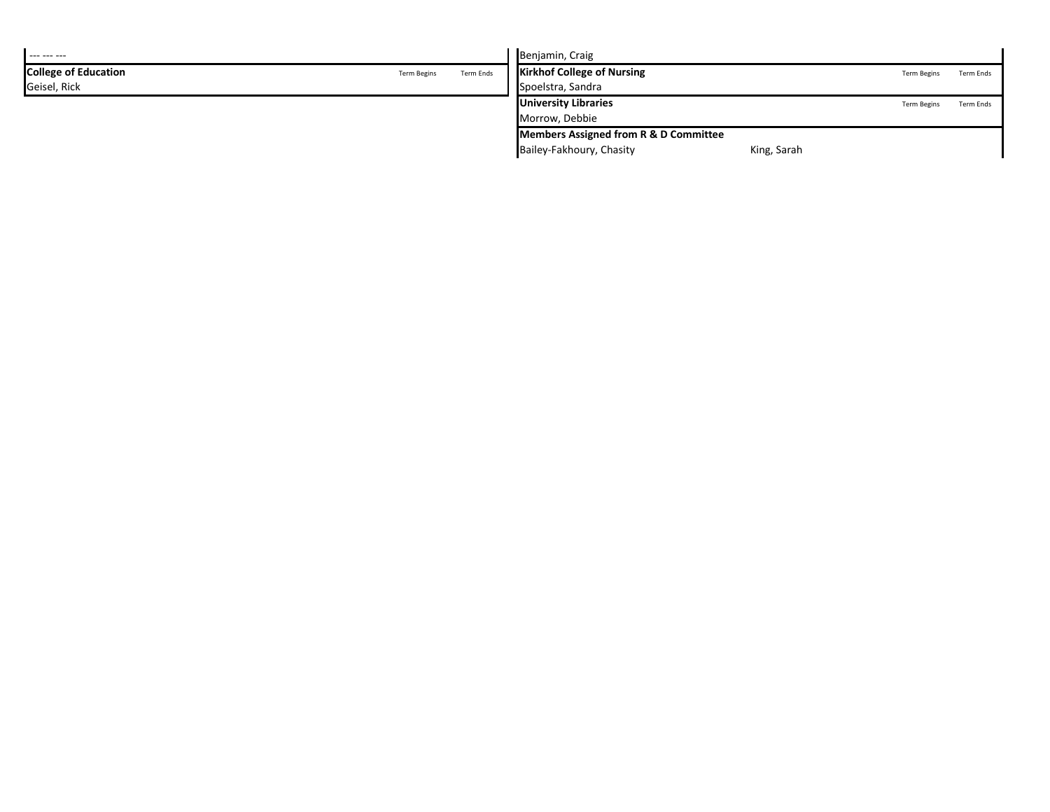| | | |
|---|---|---|
| --- --- --- | | |
| **College of Education** | Term Begins | Term Ends |
| Geisel, Rick | | |

| | | |
|---|---|---|
| Benjamin, Craig | | |
| **Kirkhof College of Nursing** | Term Begins | Term Ends |
| Spoelstra, Sandra | | |
| **University Libraries** | Term Begins | Term Ends |
| Morrow, Debbie | | |
| **Members Assigned from R & D Committee** | | |
| Bailey-Fakhoury, Chasity | King, Sarah | |